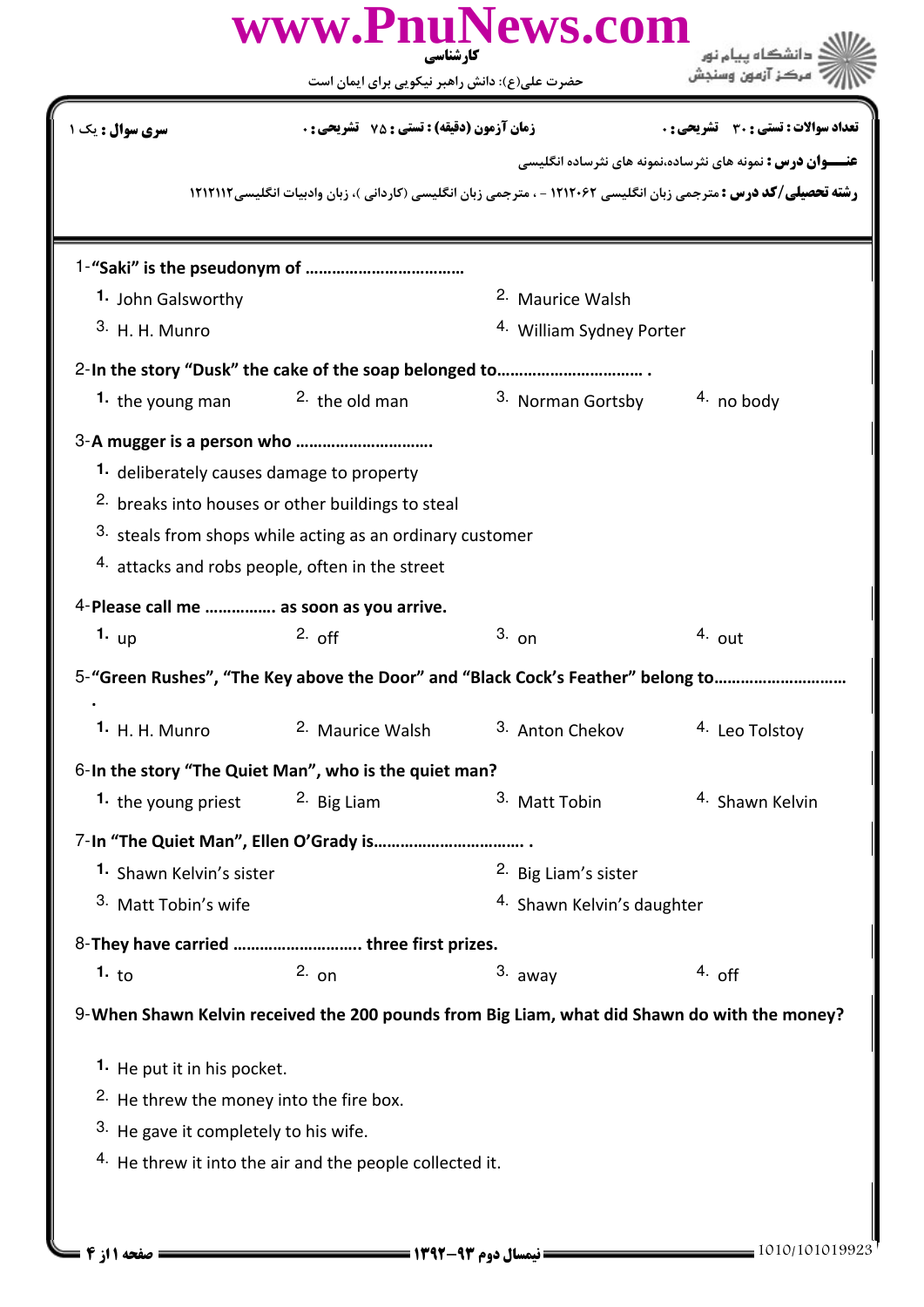www.PnuNews.com

کارشناسی

حضرت علی(ع): دانش راهبر نیکویی برای ایمان است

دانشگاه پیام نور
مرکز آزمون وسنجش

| سری سوال : یک ۱ | زمان آزمون (دقیقه) : تستی : ۷۵ تشریحی : ۰ | تعداد سوالات : تستی : ۳۰ تشریحی : ۰ |
|---|---|---|

**عنـــوان درس :** نمونه های نثرساده،نمونه های نثرساده انگلیسی

**رشته تحصیلی/کد درس :** مترجمی زبان انگلیسی ۱۲۱۲۰۶۲ - ، مترجمی زبان انگلیسی (کاردانی )، زبان وادبیات انگلیسی۱۲۱۲۱۱۲

1-**"Saki" is the pseudonym of ……………………………**

1. John Galsworthy
2. Maurice Walsh
3. H. H. Munro
4. William Sydney Porter

2-**In the story "Dusk" the cake of the soap belonged to…………………………… .**

1. the young man
2. the old man
3. Norman Gortsby
4. no body

3-**A mugger is a person who ………………………….**

1. deliberately causes damage to property
2. breaks into houses or other buildings to steal
3. steals from shops while acting as an ordinary customer
4. attacks and robs people, often in the street

4-**Please call me ……………. as soon as you arrive.**

1. up
2. off
3. on
4. out

5-**"Green Rushes", "The Key above the Door" and "Black Cock's Feather" belong to………………………… .**

1. H. H. Munro
2. Maurice Walsh
3. Anton Chekov
4. Leo Tolstoy

6-**In the story "The Quiet Man", who is the quiet man?**

1. the young priest
2. Big Liam
3. Matt Tobin
4. Shawn Kelvin

7-**In "The Quiet Man", Ellen O'Grady is……………………………. .**

1. Shawn Kelvin's sister
2. Big Liam's sister
3. Matt Tobin's wife
4. Shawn Kelvin's daughter

8-**They have carried ………………………. three first prizes.**

1. to
2. on
3. away
4. off

9-**When Shawn Kelvin received the 200 pounds from Big Liam, what did Shawn do with the money?**

1. He put it in his pocket.
2. He threw the money into the fire box.
3. He gave it completely to his wife.
4. He threw it into the air and the people collected it.

نیمسال دوم ۹۳-۱۳۹۲

1010/101019923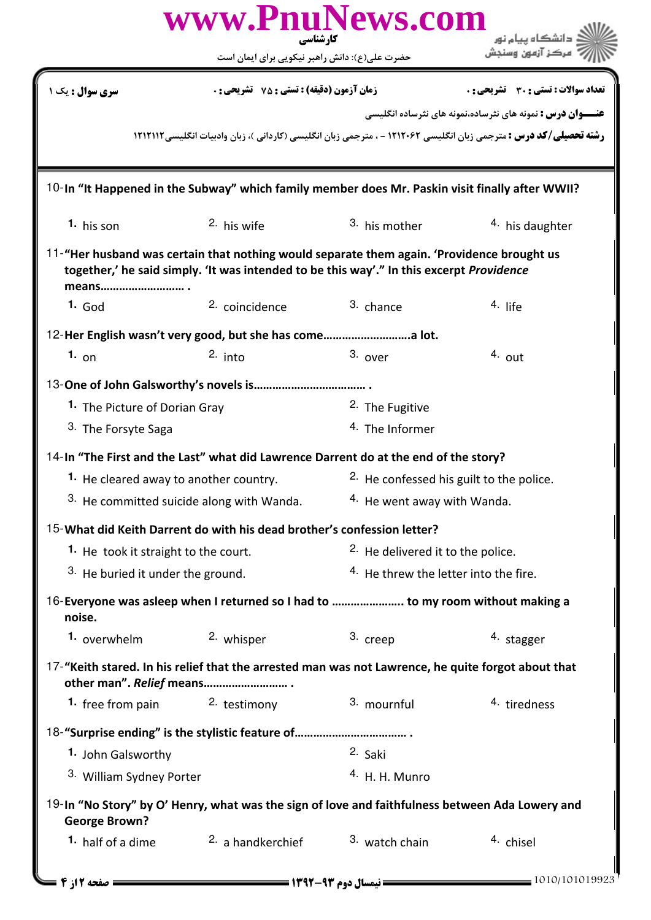10-**In "It Happened in the Subway" which family member does Mr. Paskin visit finally after WWII?**

1. his son
2. his wife
3. his mother
4. his daughter

11-**"Her husband was certain that nothing would separate them again. 'Providence brought us together,' he said simply. 'It was intended to be this way'." In this excerpt *Providence* means…………………… .**

1. God
2. coincidence
3. chance
4. life

12-**Her English wasn't very good, but she has come……………………a lot.**

1. on
2. into
3. over
4. out

13-**One of John Galsworthy's novels is…………………………… .**

1. The Picture of Dorian Gray
2. The Fugitive
3. The Forsyte Saga
4. The Informer

14-**In "The First and the Last" what did Lawrence Darrent do at the end of the story?**

1. He cleared away to another country.
2. He confessed his guilt to the police.
3. He committed suicide along with Wanda.
4. He went away with Wanda.

15-**What did Keith Darrent do with his dead brother's confession letter?**

1. He took it straight to the court.
2. He delivered it to the police.
3. He buried it under the ground.
4. He threw the letter into the fire.

16-**Everyone was asleep when I returned so I had to ………………. to my room without making a noise.**

1. overwhelm
2. whisper
3. creep
4. stagger

17-**"Keith stared. In his relief that the arrested man was not Lawrence, he quite forgot about that other man". *Relief* means…………………… .**

1. free from pain
2. testimony
3. mournful
4. tiredness

18-**"Surprise ending" is the stylistic feature of…………………………… .**

1. John Galsworthy
2. Saki
3. William Sydney Porter
4. H. H. Munro

19-**In "No Story" by O' Henry, what was the sign of love and faithfulness between Ada Lowery and George Brown?**

1. half of a dime
2. a handkerchief
3. watch chain
4. chisel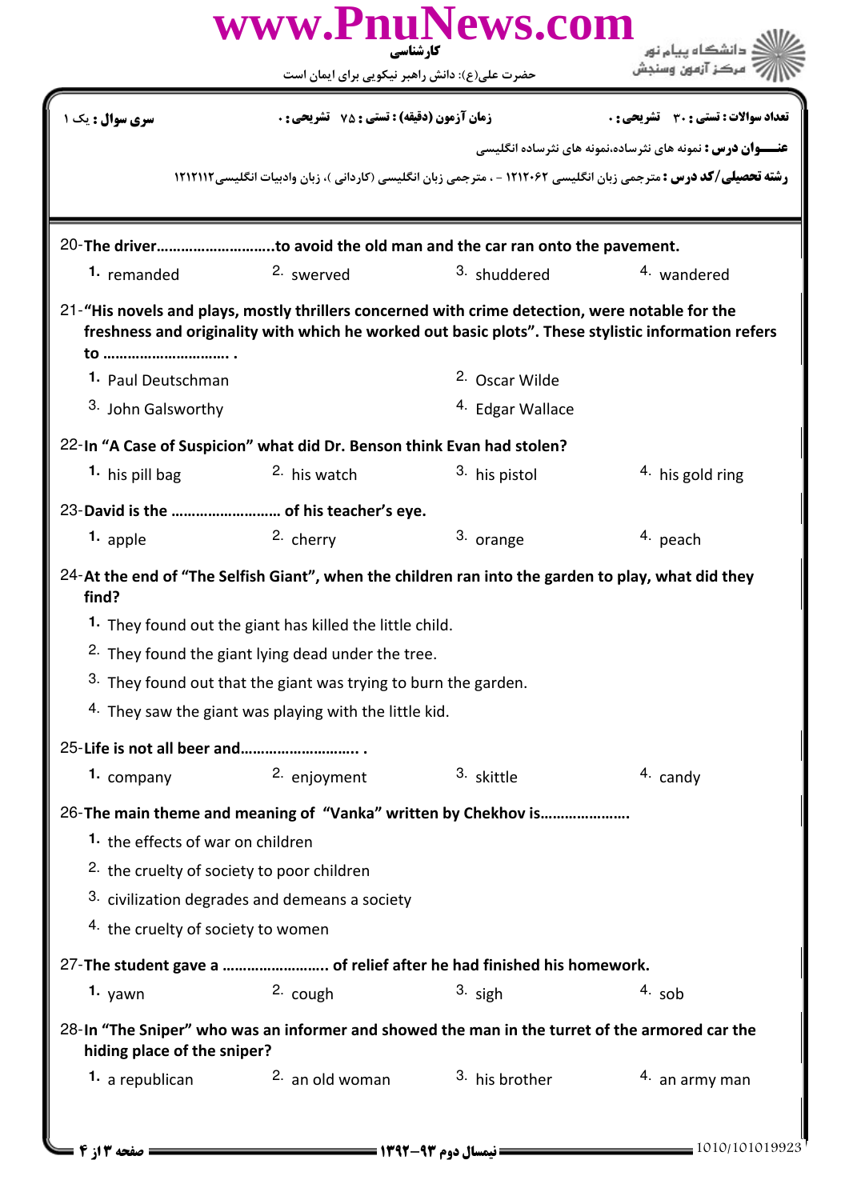20-**The driver..............................to avoid the old man and the car ran onto the pavement.**

1. remanded
2. swerved
3. shuddered
4. wandered

21-**"His novels and plays, mostly thrillers concerned with crime detection, were notable for the freshness and originality with which he worked out basic plots". These stylistic information refers to ................................ .**

1. Paul Deutschman
2. Oscar Wilde
3. John Galsworthy
4. Edgar Wallace

22-**In "A Case of Suspicion" what did Dr. Benson think Evan had stolen?**

1. his pill bag
2. his watch
3. his pistol
4. his gold ring

23-**David is the ........................... of his teacher's eye.**

1. apple
2. cherry
3. orange
4. peach

24-**At the end of "The Selfish Giant", when the children ran into the garden to play, what did they find?**

1. They found out the giant has killed the little child.
2. They found the giant lying dead under the tree.
3. They found out that the giant was trying to burn the garden.
4. They saw the giant was playing with the little kid.

25-**Life is not all beer and............................. .**

1. company
2. enjoyment
3. skittle
4. candy

26-**The main theme and meaning of "Vanka" written by Chekhov is......................**

1. the effects of war on children
2. the cruelty of society to poor children
3. civilization degrades and demeans a society
4. the cruelty of society to women

27-**The student gave a .......................... of relief after he had finished his homework.**

1. yawn
2. cough
3. sigh
4. sob

28-**In "The Sniper" who was an informer and showed the man in the turret of the armored car the hiding place of the sniper?**

1. a republican
2. an old woman
3. his brother
4. an army man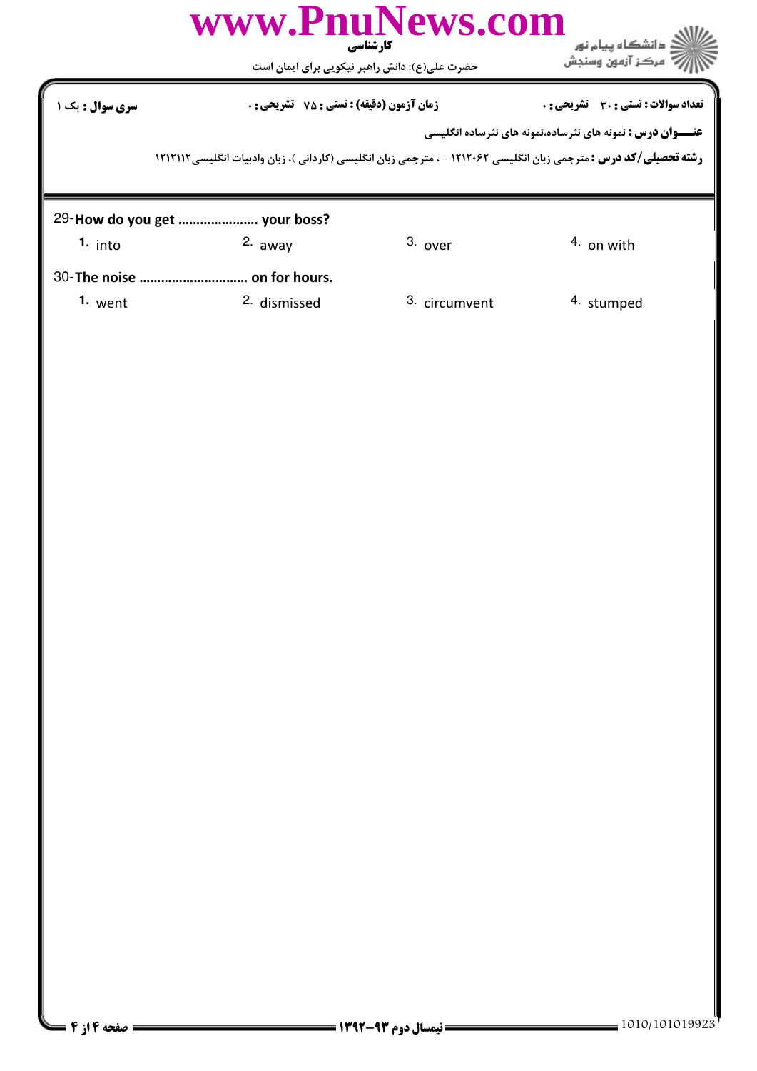29-**How do you get ..................... your boss?**

1. into
2. away
3. over
4. on with

30-**The noise ............................. on for hours.**

1. went
2. dismissed
3. circumvent
4. stumped